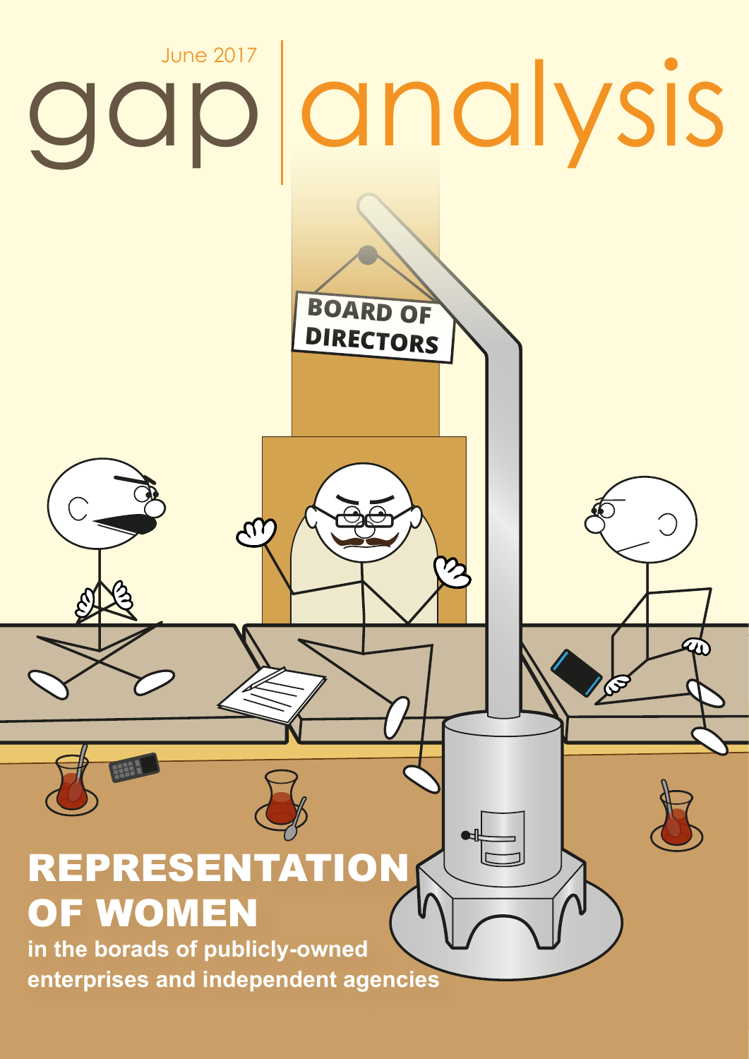June 2017

# gap analysis

# REPRESENTATION OF WOMEN

**in the borads of publicly-owned enterprises and independent agencies**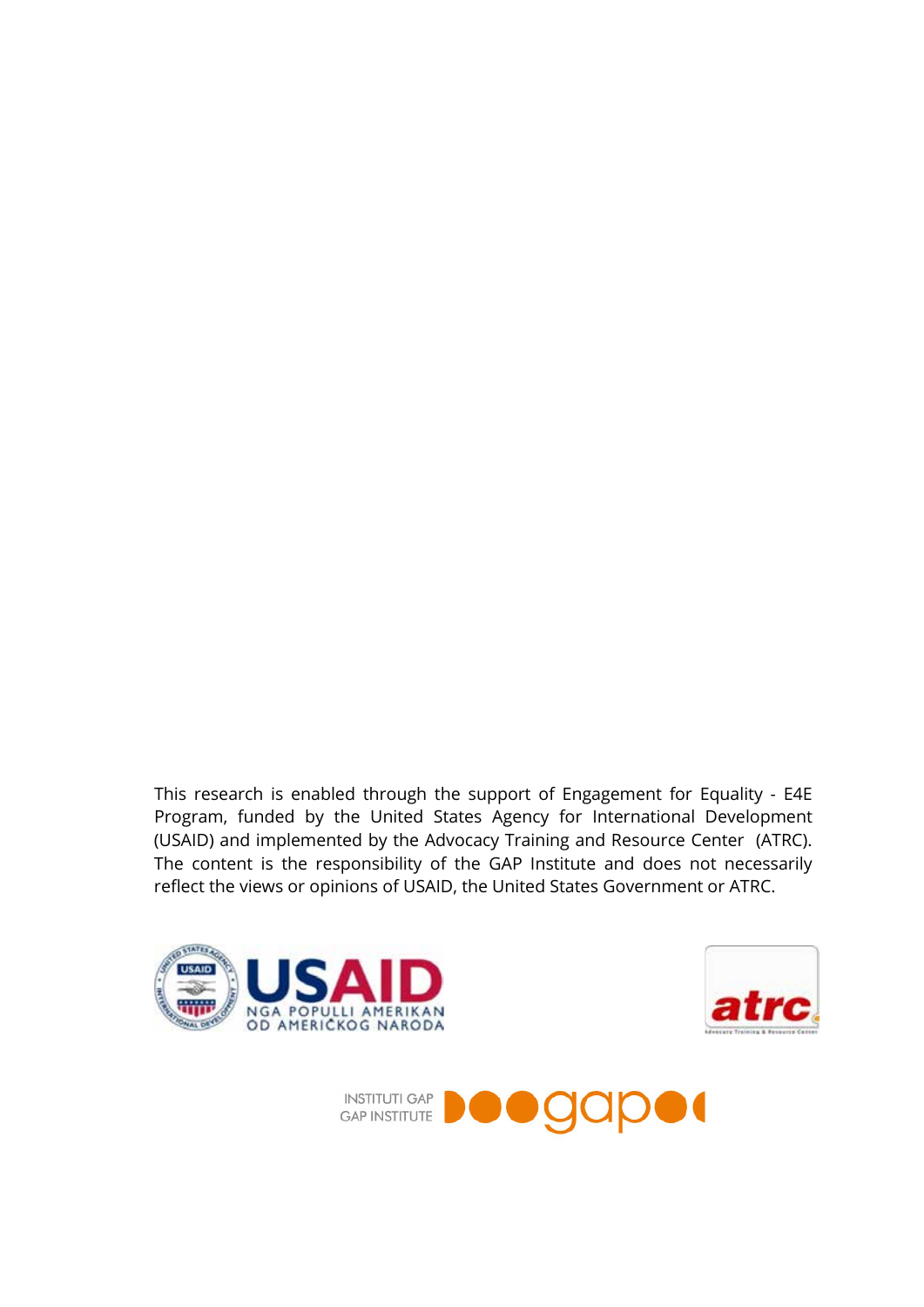This research is enabled through the support of Engagement for Equality - E4E Program, funded by the United States Agency for International Development (USAID) and implemented by the Advocacy Training and Resource Center (ATRC). The content is the responsibility of the GAP Institute and does not necessarily reflect the views or opinions of USAID, the United States Government or ATRC.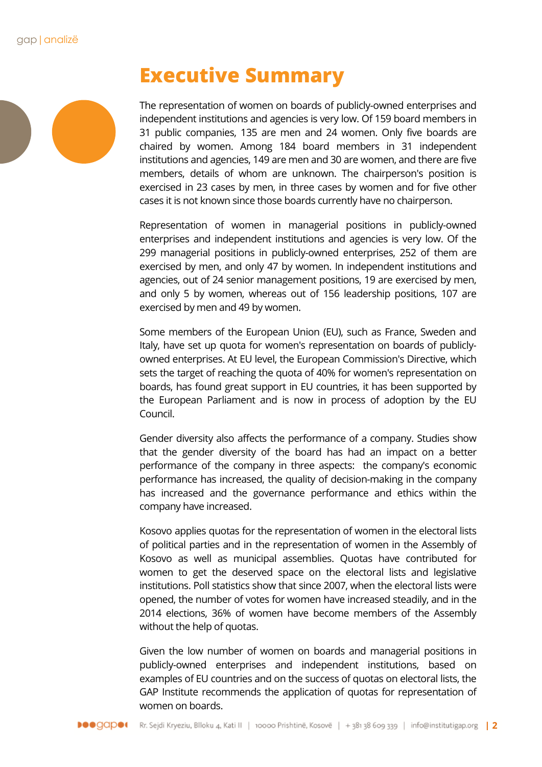# Executive Summary

The representation of women on boards of publicly-owned enterprises and independent institutions and agencies is very low. Of 159 board members in 31 public companies, 135 are men and 24 women. Only five boards are chaired by women. Among 184 board members in 31 independent institutions and agencies, 149 are men and 30 are women, and there are five members, details of whom are unknown. The chairperson's position is exercised in 23 cases by men, in three cases by women and for five other cases it is not known since those boards currently have no chairperson.

Representation of women in managerial positions in publicly-owned enterprises and independent institutions and agencies is very low. Of the 299 managerial positions in publicly-owned enterprises, 252 of them are exercised by men, and only 47 by women. In independent institutions and agencies, out of 24 senior management positions, 19 are exercised by men, and only 5 by women, whereas out of 156 leadership positions, 107 are exercised by men and 49 by women.

Some members of the European Union (EU), such as France, Sweden and Italy, have set up quota for women's representation on boards of publicly-owned enterprises. At EU level, the European Commission's Directive, which sets the target of reaching the quota of 40% for women's representation on boards, has found great support in EU countries, it has been supported by the European Parliament and is now in process of adoption by the EU Council.

Gender diversity also affects the performance of a company. Studies show that the gender diversity of the board has had an impact on a better performance of the company in three aspects: the company's economic performance has increased, the quality of decision-making in the company has increased and the governance performance and ethics within the company have increased.

Kosovo applies quotas for the representation of women in the electoral lists of political parties and in the representation of women in the Assembly of Kosovo as well as municipal assemblies. Quotas have contributed for women to get the deserved space on the electoral lists and legislative institutions. Poll statistics show that since 2007, when the electoral lists were opened, the number of votes for women have increased steadily, and in the 2014 elections, 36% of women have become members of the Assembly without the help of quotas.

Given the low number of women on boards and managerial positions in publicly-owned enterprises and independent institutions, based on examples of EU countries and on the success of quotas on electoral lists, the GAP Institute recommends the application of quotas for representation of women on boards.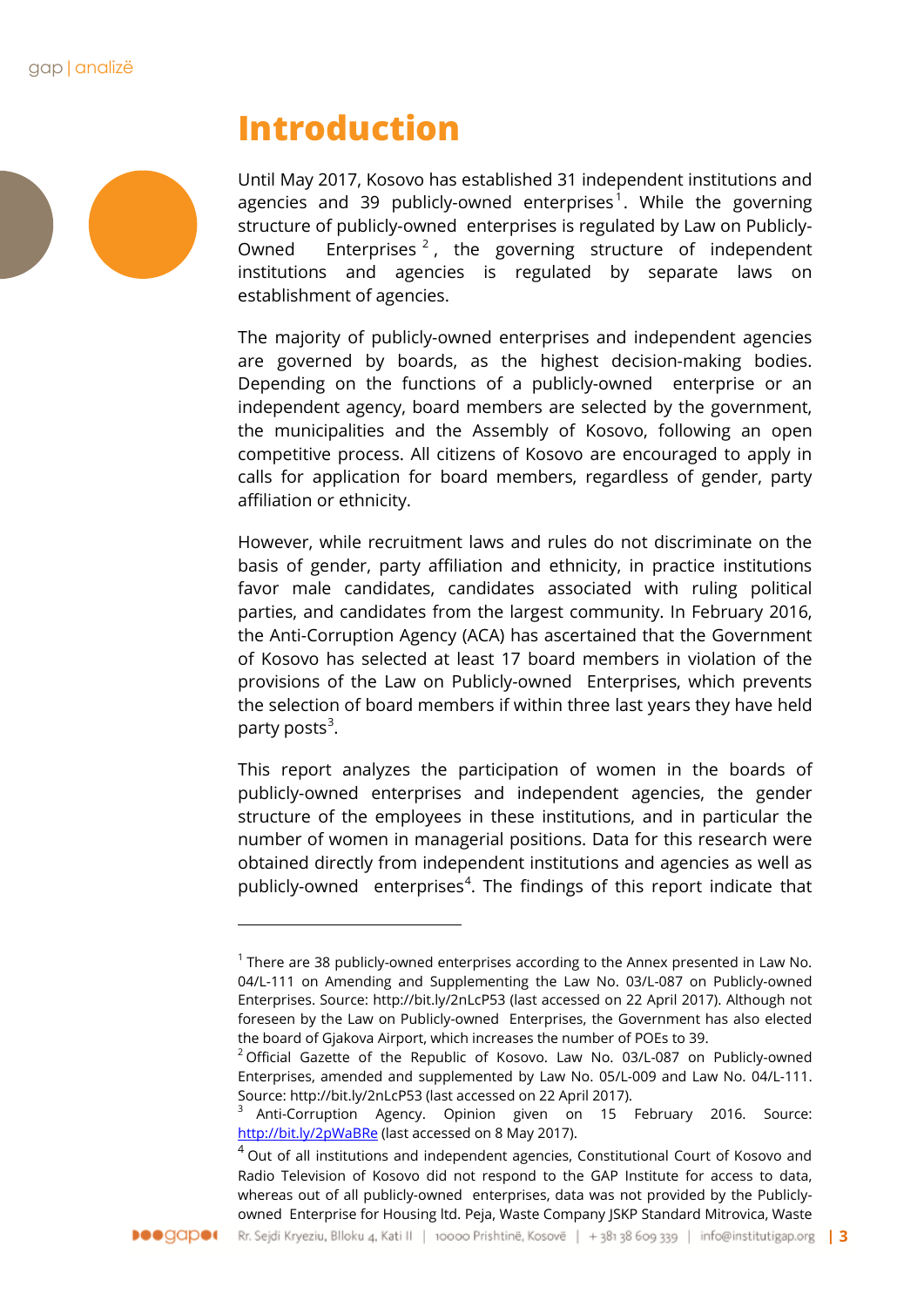# Introduction

Until May 2017, Kosovo has established 31 independent institutions and agencies and 39 publicly-owned enterprises[1]. While the governing structure of publicly-owned enterprises is regulated by Law on Publicly-Owned Enterprises[2], the governing structure of independent institutions and agencies is regulated by separate laws on establishment of agencies.

The majority of publicly-owned enterprises and independent agencies are governed by boards, as the highest decision-making bodies. Depending on the functions of a publicly-owned enterprise or an independent agency, board members are selected by the government, the municipalities and the Assembly of Kosovo, following an open competitive process. All citizens of Kosovo are encouraged to apply in calls for application for board members, regardless of gender, party affiliation or ethnicity.

However, while recruitment laws and rules do not discriminate on the basis of gender, party affiliation and ethnicity, in practice institutions favor male candidates, candidates associated with ruling political parties, and candidates from the largest community. In February 2016, the Anti-Corruption Agency (ACA) has ascertained that the Government of Kosovo has selected at least 17 board members in violation of the provisions of the Law on Publicly-owned Enterprises, which prevents the selection of board members if within three last years they have held party posts[3].

This report analyzes the participation of women in the boards of publicly-owned enterprises and independent agencies, the gender structure of the employees in these institutions, and in particular the number of women in managerial positions. Data for this research were obtained directly from independent institutions and agencies as well as publicly-owned enterprises[4]. The findings of this report indicate that

---

[1] There are 38 publicly-owned enterprises according to the Annex presented in Law No. 04/L-111 on Amending and Supplementing the Law No. 03/L-087 on Publicly-owned Enterprises. Source: http://bit.ly/2nLcP53 (last accessed on 22 April 2017). Although not foreseen by the Law on Publicly-owned Enterprises, the Government has also elected the board of Gjakova Airport, which increases the number of POEs to 39.

[2] Official Gazette of the Republic of Kosovo. Law No. 03/L-087 on Publicly-owned Enterprises, amended and supplemented by Law No. 05/L-009 and Law No. 04/L-111. Source: http://bit.ly/2nLcP53 (last accessed on 22 April 2017).

[3] Anti-Corruption Agency. Opinion given on 15 February 2016. Source: http://bit.ly/2pWaBRe (last accessed on 8 May 2017).

[4] Out of all institutions and independent agencies, Constitutional Court of Kosovo and Radio Television of Kosovo did not respond to the GAP Institute for access to data, whereas out of all publicly-owned enterprises, data was not provided by the Publicly-owned Enterprise for Housing ltd. Peja, Waste Company JSKP Standard Mitrovica, Waste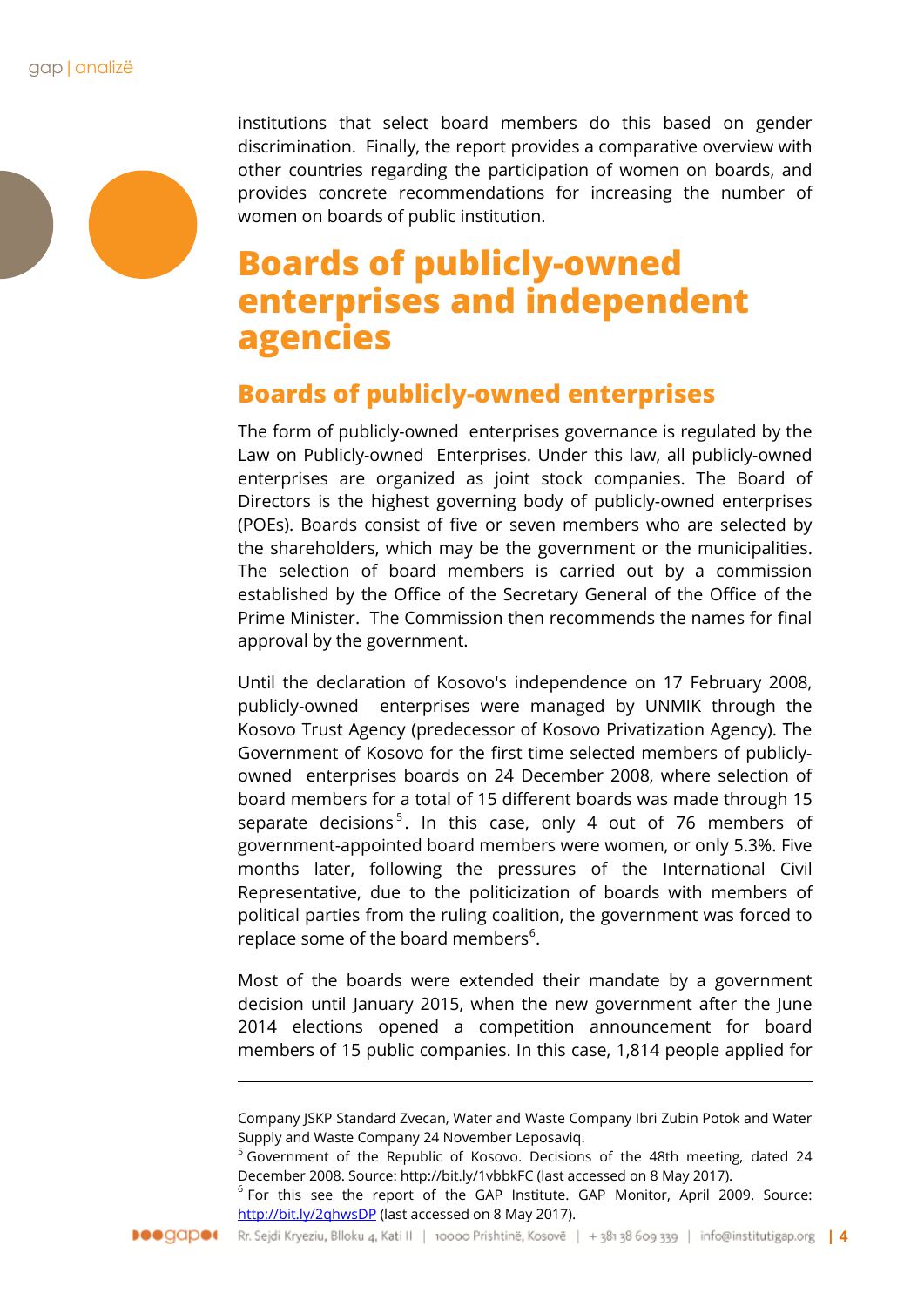institutions that select board members do this based on gender discrimination. Finally, the report provides a comparative overview with other countries regarding the participation of women on boards, and provides concrete recommendations for increasing the number of women on boards of public institution.

# Boards of publicly-owned enterprises and independent agencies

## Boards of publicly-owned enterprises

The form of publicly-owned enterprises governance is regulated by the Law on Publicly-owned Enterprises. Under this law, all publicly-owned enterprises are organized as joint stock companies. The Board of Directors is the highest governing body of publicly-owned enterprises (POEs). Boards consist of five or seven members who are selected by the shareholders, which may be the government or the municipalities. The selection of board members is carried out by a commission established by the Office of the Secretary General of the Office of the Prime Minister. The Commission then recommends the names for final approval by the government.

Until the declaration of Kosovo's independence on 17 February 2008, publicly-owned enterprises were managed by UNMIK through the Kosovo Trust Agency (predecessor of Kosovo Privatization Agency). The Government of Kosovo for the first time selected members of publicly-owned enterprises boards on 24 December 2008, where selection of board members for a total of 15 different boards was made through 15 separate decisions[5]. In this case, only 4 out of 76 members of government-appointed board members were women, or only 5.3%. Five months later, following the pressures of the International Civil Representative, due to the politicization of boards with members of political parties from the ruling coalition, the government was forced to replace some of the board members[6].

Most of the boards were extended their mandate by a government decision until January 2015, when the new government after the June 2014 elections opened a competition announcement for board members of 15 public companies. In this case, 1,814 people applied for

---

Company JSKP Standard Zvecan, Water and Waste Company Ibri Zubin Potok and Water Supply and Waste Company 24 November Leposaviq.

[5] Government of the Republic of Kosovo. Decisions of the 48th meeting, dated 24 December 2008. Source: http://bit.ly/1vbbkFC (last accessed on 8 May 2017).

[6] For this see the report of the GAP Institute. GAP Monitor, April 2009. Source: http://bit.ly/2qhwsDP (last accessed on 8 May 2017).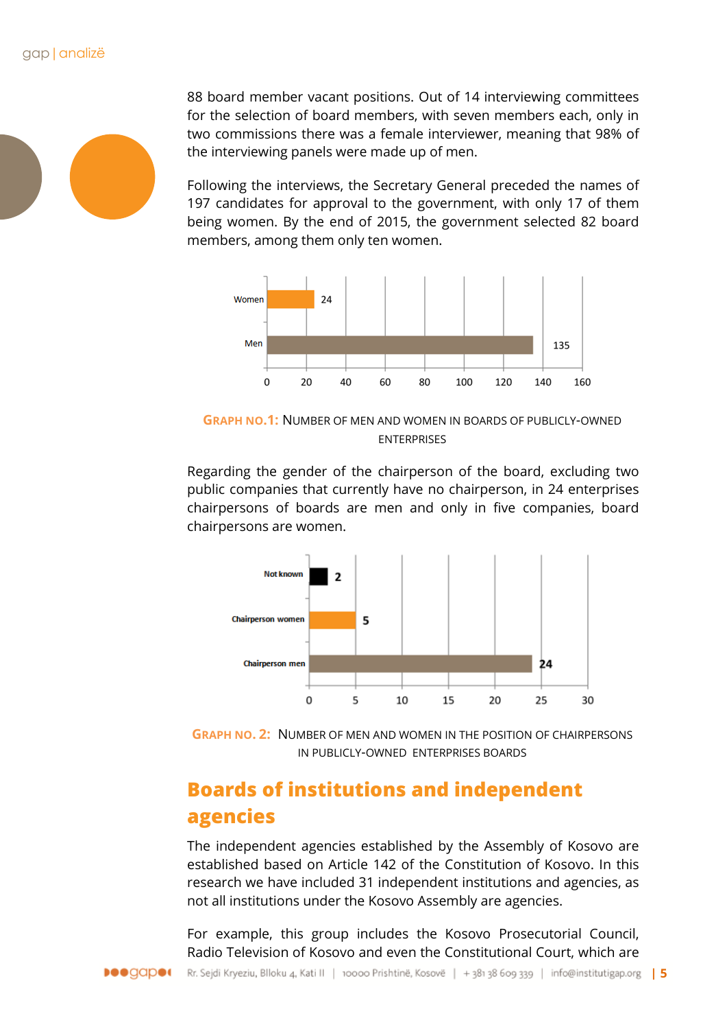88 board member vacant positions. Out of 14 interviewing committees for the selection of board members, with seven members each, only in two commissions there was a female interviewer, meaning that 98% of the interviewing panels were made up of men.

Following the interviews, the Secretary General preceded the names of 197 candidates for approval to the government, with only 17 of them being women. By the end of 2015, the government selected 82 board members, among them only ten women.

| | Number |
|---|---|
| Women | 24 |
| Men | 135 |

**GRAPH NO.1:** NUMBER OF MEN AND WOMEN IN BOARDS OF PUBLICLY-OWNED ENTERPRISES

Regarding the gender of the chairperson of the board, excluding two public companies that currently have no chairperson, in 24 enterprises chairpersons of boards are men and only in five companies, board chairpersons are women.

| | Number |
|---|---|
| Not known | 2 |
| Chairperson women | 5 |
| Chairperson men | 24 |

**GRAPH NO. 2:** NUMBER OF MEN AND WOMEN IN THE POSITION OF CHAIRPERSONS IN PUBLICLY-OWNED ENTERPRISES BOARDS

## Boards of institutions and independent agencies

The independent agencies established by the Assembly of Kosovo are established based on Article 142 of the Constitution of Kosovo. In this research we have included 31 independent institutions and agencies, as not all institutions under the Kosovo Assembly are agencies.

For example, this group includes the Kosovo Prosecutorial Council, Radio Television of Kosovo and even the Constitutional Court, which are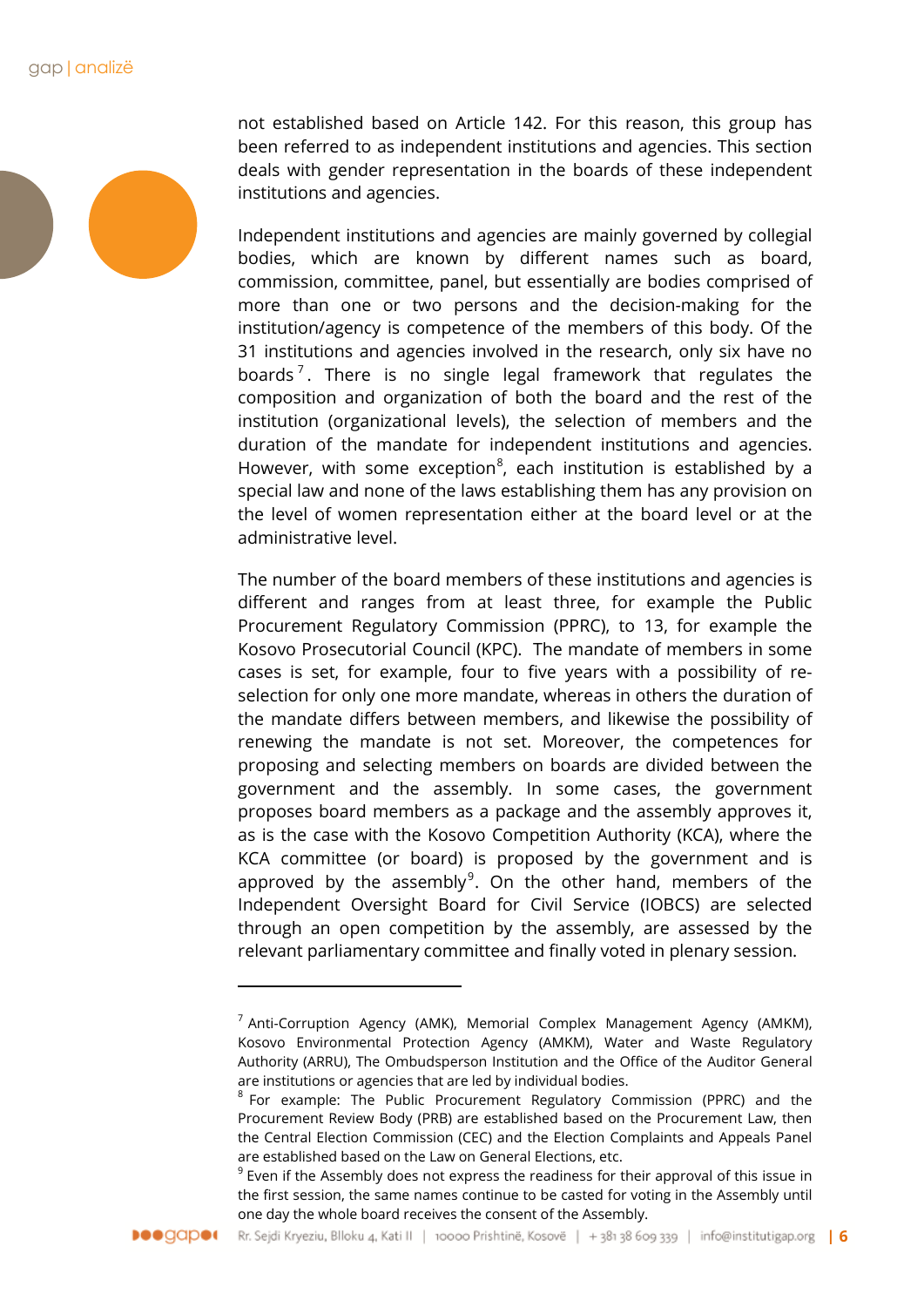not established based on Article 142. For this reason, this group has been referred to as independent institutions and agencies. This section deals with gender representation in the boards of these independent institutions and agencies.

Independent institutions and agencies are mainly governed by collegial bodies, which are known by different names such as board, commission, committee, panel, but essentially are bodies comprised of more than one or two persons and the decision-making for the institution/agency is competence of the members of this body. Of the 31 institutions and agencies involved in the research, only six have no boards[7]. There is no single legal framework that regulates the composition and organization of both the board and the rest of the institution (organizational levels), the selection of members and the duration of the mandate for independent institutions and agencies. However, with some exception[8], each institution is established by a special law and none of the laws establishing them has any provision on the level of women representation either at the board level or at the administrative level.

The number of the board members of these institutions and agencies is different and ranges from at least three, for example the Public Procurement Regulatory Commission (PPRC), to 13, for example the Kosovo Prosecutorial Council (KPC). The mandate of members in some cases is set, for example, four to five years with a possibility of re-selection for only one more mandate, whereas in others the duration of the mandate differs between members, and likewise the possibility of renewing the mandate is not set. Moreover, the competences for proposing and selecting members on boards are divided between the government and the assembly. In some cases, the government proposes board members as a package and the assembly approves it, as is the case with the Kosovo Competition Authority (KCA), where the KCA committee (or board) is proposed by the government and is approved by the assembly[9]. On the other hand, members of the Independent Oversight Board for Civil Service (IOBCS) are selected through an open competition by the assembly, are assessed by the relevant parliamentary committee and finally voted in plenary session.

---

[7] Anti-Corruption Agency (AMK), Memorial Complex Management Agency (AMKM), Kosovo Environmental Protection Agency (AMKM), Water and Waste Regulatory Authority (ARRU), The Ombudsperson Institution and the Office of the Auditor General are institutions or agencies that are led by individual bodies.

[8] For example: The Public Procurement Regulatory Commission (PPRC) and the Procurement Review Body (PRB) are established based on the Procurement Law, then the Central Election Commission (CEC) and the Election Complaints and Appeals Panel are established based on the Law on General Elections, etc.

[9] Even if the Assembly does not express the readiness for their approval of this issue in the first session, the same names continue to be casted for voting in the Assembly until one day the whole board receives the consent of the Assembly.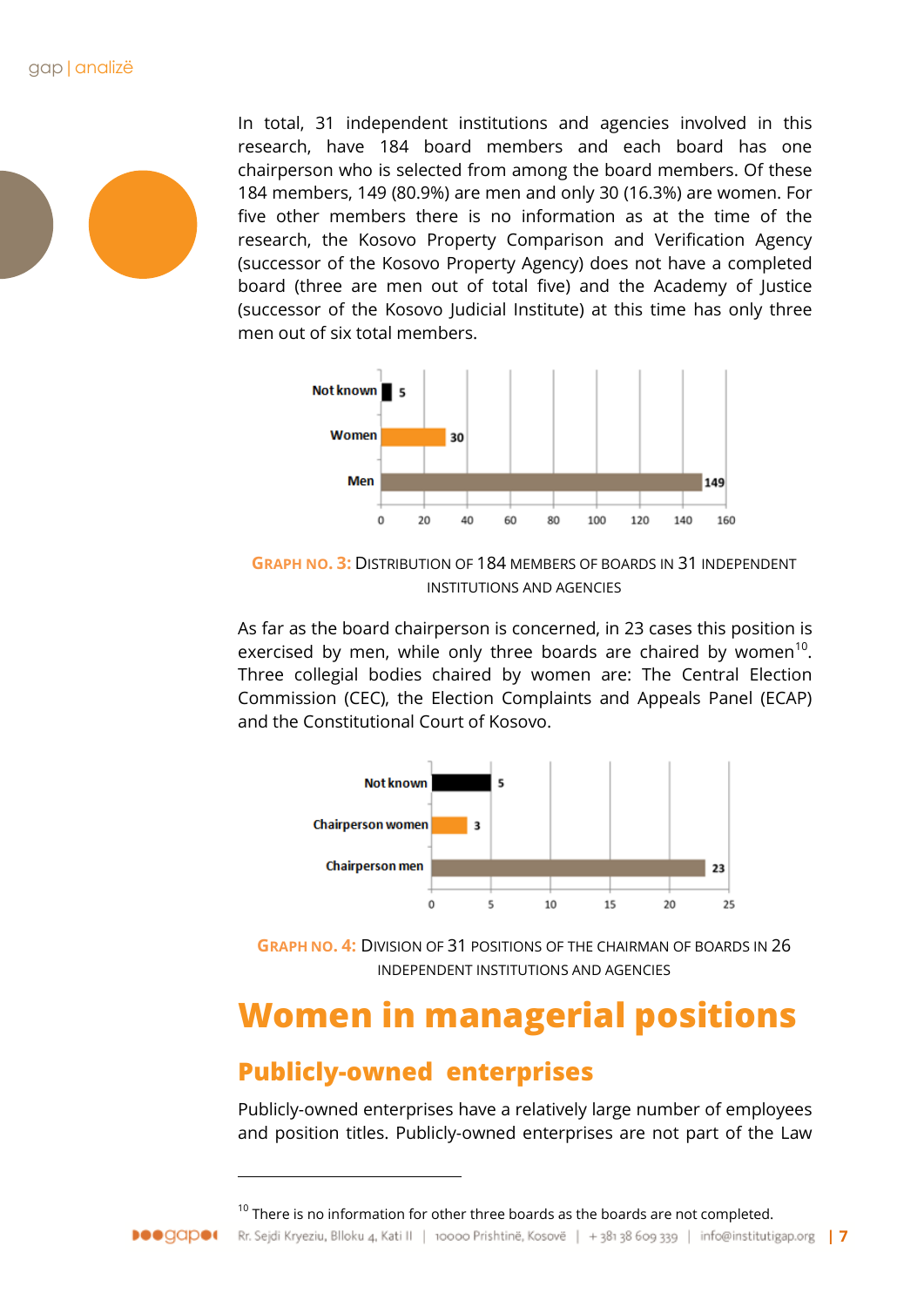In total, 31 independent institutions and agencies involved in this research, have 184 board members and each board has one chairperson who is selected from among the board members. Of these 184 members, 149 (80.9%) are men and only 30 (16.3%) are women. For five other members there is no information as at the time of the research, the Kosovo Property Comparison and Verification Agency (successor of the Kosovo Property Agency) does not have a completed board (three are men out of total five) and the Academy of Justice (successor of the Kosovo Judicial Institute) at this time has only three men out of six total members.

| | |
|---|---|
| Not known | 5 |
| Women | 30 |
| Men | 149 |

**GRAPH NO. 3:** DISTRIBUTION OF 184 MEMBERS OF BOARDS IN 31 INDEPENDENT INSTITUTIONS AND AGENCIES

As far as the board chairperson is concerned, in 23 cases this position is exercised by men, while only three boards are chaired by women[10]. Three collegial bodies chaired by women are: The Central Election Commission (CEC), the Election Complaints and Appeals Panel (ECAP) and the Constitutional Court of Kosovo.

| | |
|---|---|
| Not known | 5 |
| Chairperson women | 3 |
| Chairperson men | 23 |

**GRAPH NO. 4:** DIVISION OF 31 POSITIONS OF THE CHAIRMAN OF BOARDS IN 26 INDEPENDENT INSTITUTIONS AND AGENCIES

# Women in managerial positions

## Publicly-owned enterprises

Publicly-owned enterprises have a relatively large number of employees and position titles. Publicly-owned enterprises are not part of the Law

[10] There is no information for other three boards as the boards are not completed.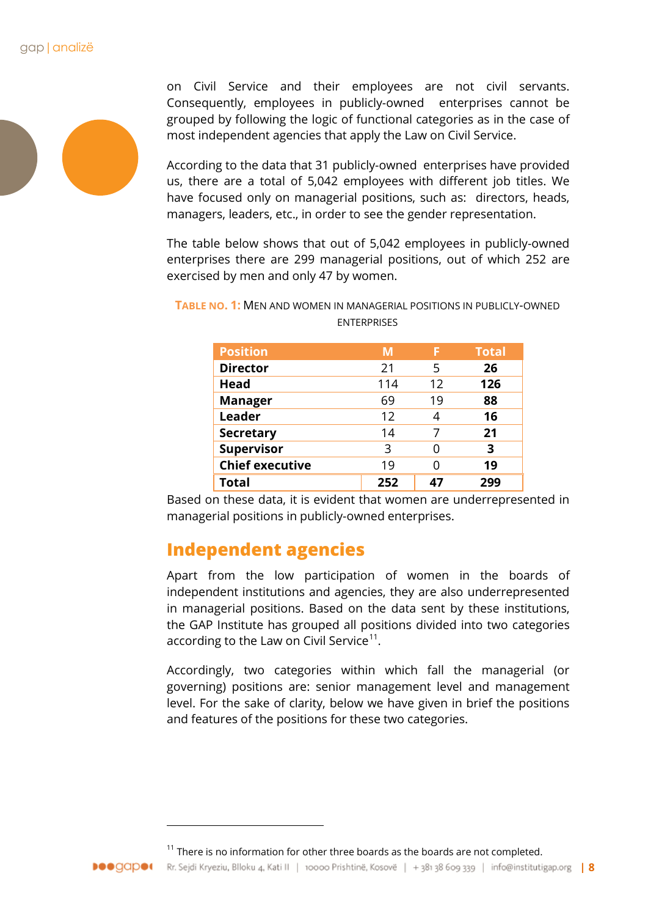on Civil Service and their employees are not civil servants. Consequently, employees in publicly-owned enterprises cannot be grouped by following the logic of functional categories as in the case of most independent agencies that apply the Law on Civil Service.

According to the data that 31 publicly-owned enterprises have provided us, there are a total of 5,042 employees with different job titles. We have focused only on managerial positions, such as: directors, heads, managers, leaders, etc., in order to see the gender representation.

The table below shows that out of 5,042 employees in publicly-owned enterprises there are 299 managerial positions, out of which 252 are exercised by men and only 47 by women.

**TABLE NO. 1:** MEN AND WOMEN IN MANAGERIAL POSITIONS IN PUBLICLY-OWNED ENTERPRISES

| Position | M | F | Total |
|---|---|---|---|
| **Director** | 21 | 5 | **26** |
| **Head** | 114 | 12 | **126** |
| **Manager** | 69 | 19 | **88** |
| **Leader** | 12 | 4 | **16** |
| **Secretary** | 14 | 7 | **21** |
| **Supervisor** | 3 | 0 | **3** |
| **Chief executive** | 19 | 0 | **19** |
| **Total** | **252** | **47** | **299** |

Based on these data, it is evident that women are underrepresented in managerial positions in publicly-owned enterprises.

## Independent agencies

Apart from the low participation of women in the boards of independent institutions and agencies, they are also underrepresented in managerial positions. Based on the data sent by these institutions, the GAP Institute has grouped all positions divided into two categories according to the Law on Civil Service[11].

Accordingly, two categories within which fall the managerial (or governing) positions are: senior management level and management level. For the sake of clarity, below we have given in brief the positions and features of the positions for these two categories.

[11] There is no information for other three boards as the boards are not completed.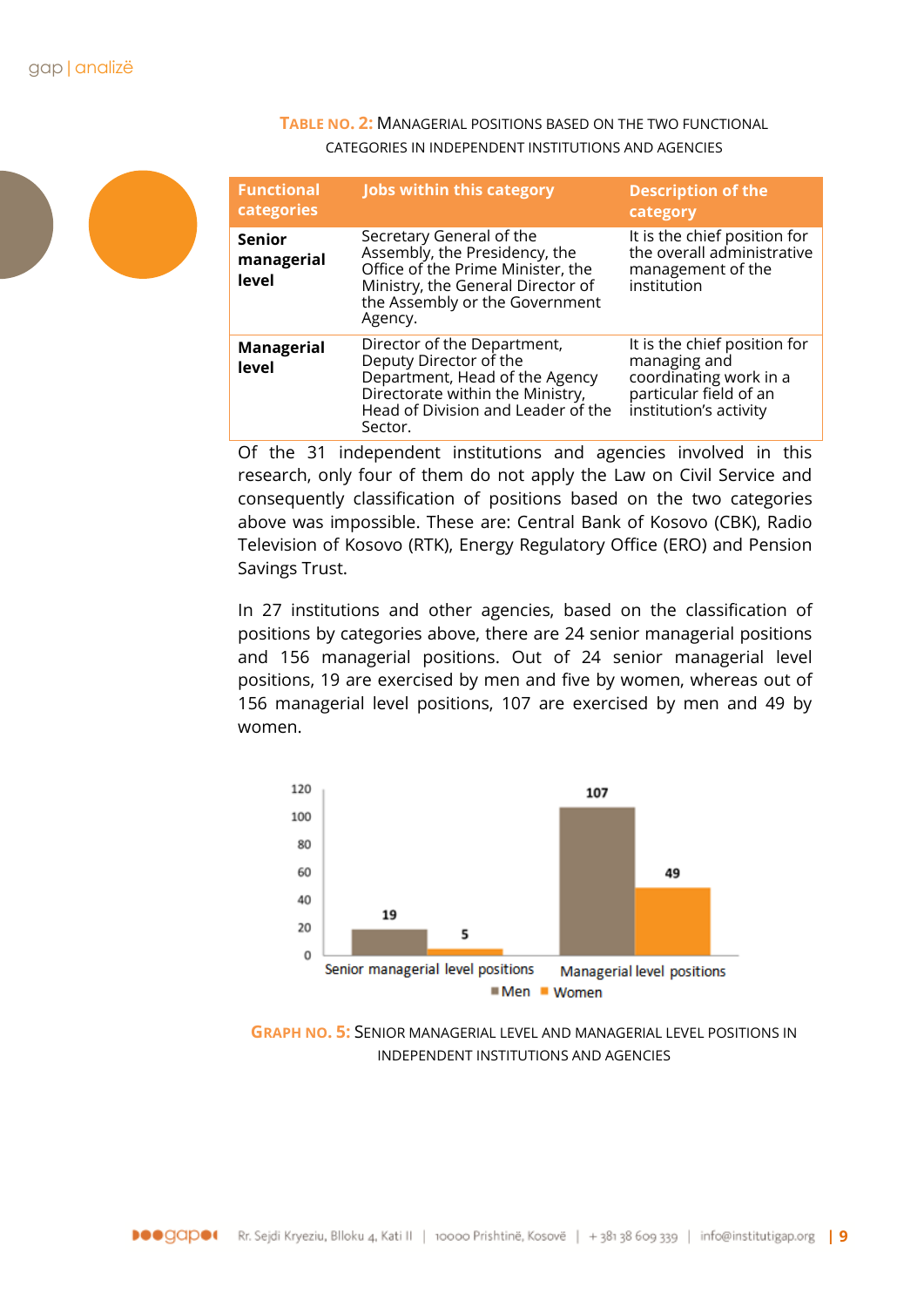**TABLE NO. 2:** MANAGERIAL POSITIONS BASED ON THE TWO FUNCTIONAL CATEGORIES IN INDEPENDENT INSTITUTIONS AND AGENCIES

| Functional categories | Jobs within this category | Description of the category |
|---|---|---|
| **Senior managerial level** | Secretary General of the Assembly, the Presidency, the Office of the Prime Minister, the Ministry, the General Director of the Assembly or the Government Agency. | It is the chief position for the overall administrative management of the institution |
| **Managerial level** | Director of the Department, Deputy Director of the Department, Head of the Agency Directorate within the Ministry, Head of Division and Leader of the Sector. | It is the chief position for managing and coordinating work in a particular field of an institution's activity |

Of the 31 independent institutions and agencies involved in this research, only four of them do not apply the Law on Civil Service and consequently classification of positions based on the two categories above was impossible. These are: Central Bank of Kosovo (CBK), Radio Television of Kosovo (RTK), Energy Regulatory Office (ERO) and Pension Savings Trust.

In 27 institutions and other agencies, based on the classification of positions by categories above, there are 24 senior managerial positions and 156 managerial positions. Out of 24 senior managerial level positions, 19 are exercised by men and five by women, whereas out of 156 managerial level positions, 107 are exercised by men and 49 by women.

| | Men | Women |
|---|---|---|
| Senior managerial level positions | 19 | 5 |
| Managerial level positions | 107 | 49 |

**GRAPH NO. 5:** SENIOR MANAGERIAL LEVEL AND MANAGERIAL LEVEL POSITIONS IN INDEPENDENT INSTITUTIONS AND AGENCIES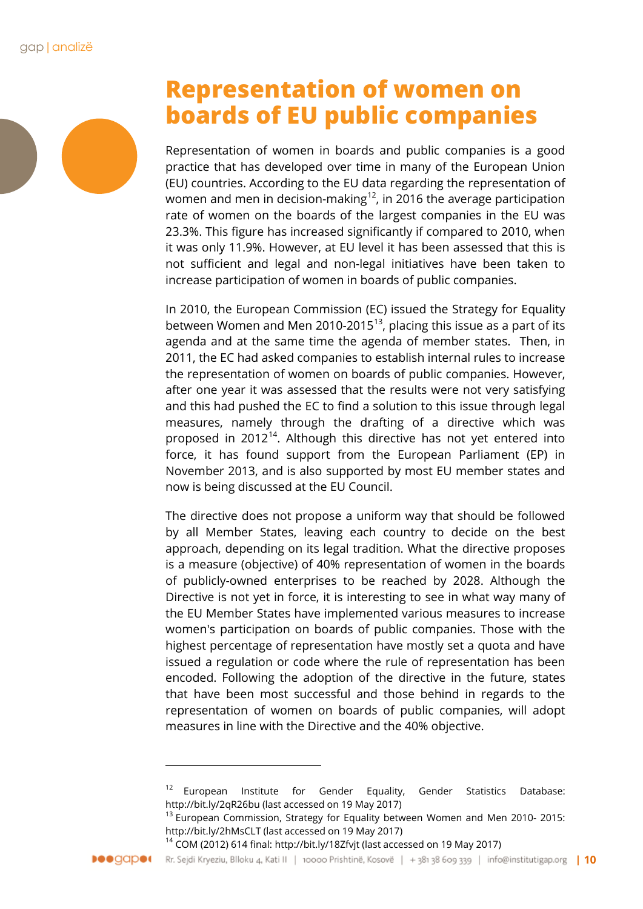# Representation of women on boards of EU public companies

Representation of women in boards and public companies is a good practice that has developed over time in many of the European Union (EU) countries. According to the EU data regarding the representation of women and men in decision-making[12], in 2016 the average participation rate of women on the boards of the largest companies in the EU was 23.3%. This figure has increased significantly if compared to 2010, when it was only 11.9%. However, at EU level it has been assessed that this is not sufficient and legal and non-legal initiatives have been taken to increase participation of women in boards of public companies.

In 2010, the European Commission (EC) issued the Strategy for Equality between Women and Men 2010-2015[13], placing this issue as a part of its agenda and at the same time the agenda of member states. Then, in 2011, the EC had asked companies to establish internal rules to increase the representation of women on boards of public companies. However, after one year it was assessed that the results were not very satisfying and this had pushed the EC to find a solution to this issue through legal measures, namely through the drafting of a directive which was proposed in 2012[14]. Although this directive has not yet entered into force, it has found support from the European Parliament (EP) in November 2013, and is also supported by most EU member states and now is being discussed at the EU Council.

The directive does not propose a uniform way that should be followed by all Member States, leaving each country to decide on the best approach, depending on its legal tradition. What the directive proposes is a measure (objective) of 40% representation of women in the boards of publicly-owned enterprises to be reached by 2028. Although the Directive is not yet in force, it is interesting to see in what way many of the EU Member States have implemented various measures to increase women's participation on boards of public companies. Those with the highest percentage of representation have mostly set a quota and have issued a regulation or code where the rule of representation has been encoded. Following the adoption of the directive in the future, states that have been most successful and those behind in regards to the representation of women on boards of public companies, will adopt measures in line with the Directive and the 40% objective.

---

[12] European Institute for Gender Equality, Gender Statistics Database: http://bit.ly/2qR26bu (last accessed on 19 May 2017)

[13] European Commission, Strategy for Equality between Women and Men 2010- 2015: http://bit.ly/2hMsCLT (last accessed on 19 May 2017)

[14] COM (2012) 614 final: http://bit.ly/18Zfvjt (last accessed on 19 May 2017)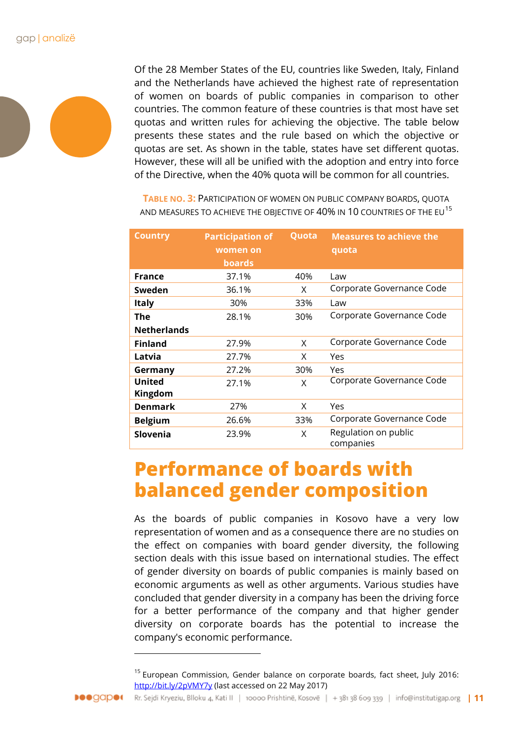Of the 28 Member States of the EU, countries like Sweden, Italy, Finland and the Netherlands have achieved the highest rate of representation of women on boards of public companies in comparison to other countries. The common feature of these countries is that most have set quotas and written rules for achieving the objective. The table below presents these states and the rule based on which the objective or quotas are set. As shown in the table, states have set different quotas. However, these will all be unified with the adoption and entry into force of the Directive, when the 40% quota will be common for all countries.

**TABLE NO. 3:** PARTICIPATION OF WOMEN ON PUBLIC COMPANY BOARDS, QUOTA AND MEASURES TO ACHIEVE THE OBJECTIVE OF 40% IN 10 COUNTRIES OF THE EU[15]

| Country | Participation of women on boards | Quota | Measures to achieve the quota |
|---|---|---|---|
| **France** | 37.1% | 40% | Law |
| **Sweden** | 36.1% | X | Corporate Governance Code |
| **Italy** | 30% | 33% | Law |
| **The Netherlands** | 28.1% | 30% | Corporate Governance Code |
| **Finland** | 27.9% | X | Corporate Governance Code |
| **Latvia** | 27.7% | X | Yes |
| **Germany** | 27.2% | 30% | Yes |
| **United Kingdom** | 27.1% | X | Corporate Governance Code |
| **Denmark** | 27% | X | Yes |
| **Belgium** | 26.6% | 33% | Corporate Governance Code |
| **Slovenia** | 23.9% | X | Regulation on public companies |

# Performance of boards with balanced gender composition

As the boards of public companies in Kosovo have a very low representation of women and as a consequence there are no studies on the effect on companies with board gender diversity, the following section deals with this issue based on international studies. The effect of gender diversity on boards of public companies is mainly based on economic arguments as well as other arguments. Various studies have concluded that gender diversity in a company has been the driving force for a better performance of the company and that higher gender diversity on corporate boards has the potential to increase the company's economic performance.

---

[15] European Commission, Gender balance on corporate boards, fact sheet, July 2016: http://bit.ly/2pVMY7y (last accessed on 22 May 2017)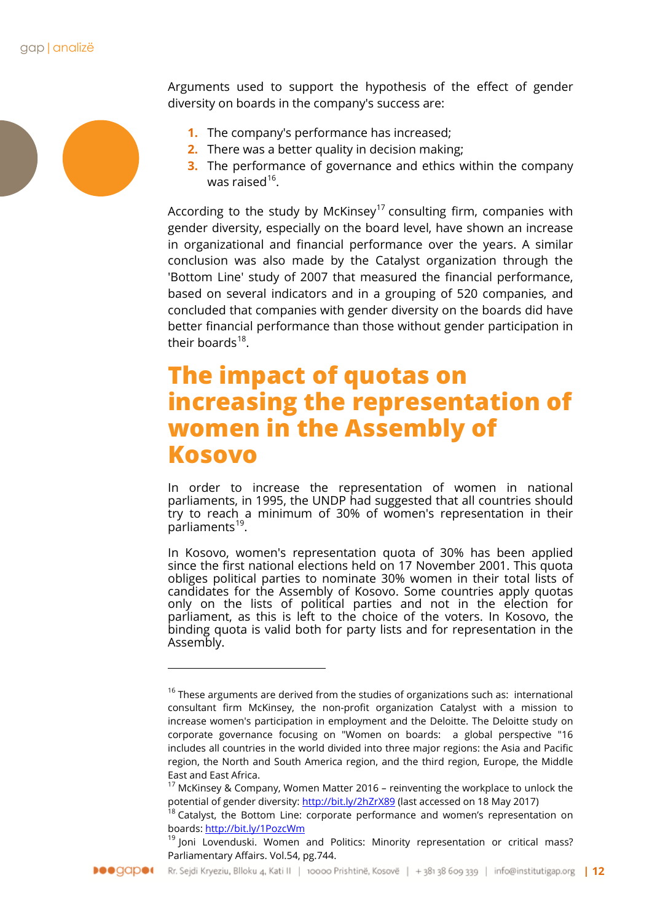Arguments used to support the hypothesis of the effect of gender diversity on boards in the company's success are:

1. The company's performance has increased;
2. There was a better quality in decision making;
3. The performance of governance and ethics within the company was raised[16].

According to the study by McKinsey[17] consulting firm, companies with gender diversity, especially on the board level, have shown an increase in organizational and financial performance over the years. A similar conclusion was also made by the Catalyst organization through the 'Bottom Line' study of 2007 that measured the financial performance, based on several indicators and in a grouping of 520 companies, and concluded that companies with gender diversity on the boards did have better financial performance than those without gender participation in their boards[18].

## The impact of quotas on increasing the representation of women in the Assembly of Kosovo

In order to increase the representation of women in national parliaments, in 1995, the UNDP had suggested that all countries should try to reach a minimum of 30% of women's representation in their parliaments[19].

In Kosovo, women's representation quota of 30% has been applied since the first national elections held on 17 November 2001. This quota obliges political parties to nominate 30% women in their total lists of candidates for the Assembly of Kosovo. Some countries apply quotas only on the lists of political parties and not in the election for parliament, as this is left to the choice of the voters. In Kosovo, the binding quota is valid both for party lists and for representation in the Assembly.

---

[16] These arguments are derived from the studies of organizations such as: international consultant firm McKinsey, the non-profit organization Catalyst with a mission to increase women's participation in employment and the Deloitte. The Deloitte study on corporate governance focusing on "Women on boards: a global perspective "16 includes all countries in the world divided into three major regions: the Asia and Pacific region, the North and South America region, and the third region, Europe, the Middle East and East Africa.

[17] McKinsey & Company, Women Matter 2016 – reinventing the workplace to unlock the potential of gender diversity: http://bit.ly/2hZrX89 (last accessed on 18 May 2017)

[18] Catalyst, the Bottom Line: corporate performance and women's representation on boards: http://bit.ly/1PozcWm

[19] Joni Lovenduski. Women and Politics: Minority representation or critical mass? Parliamentary Affairs. Vol.54, pg.744.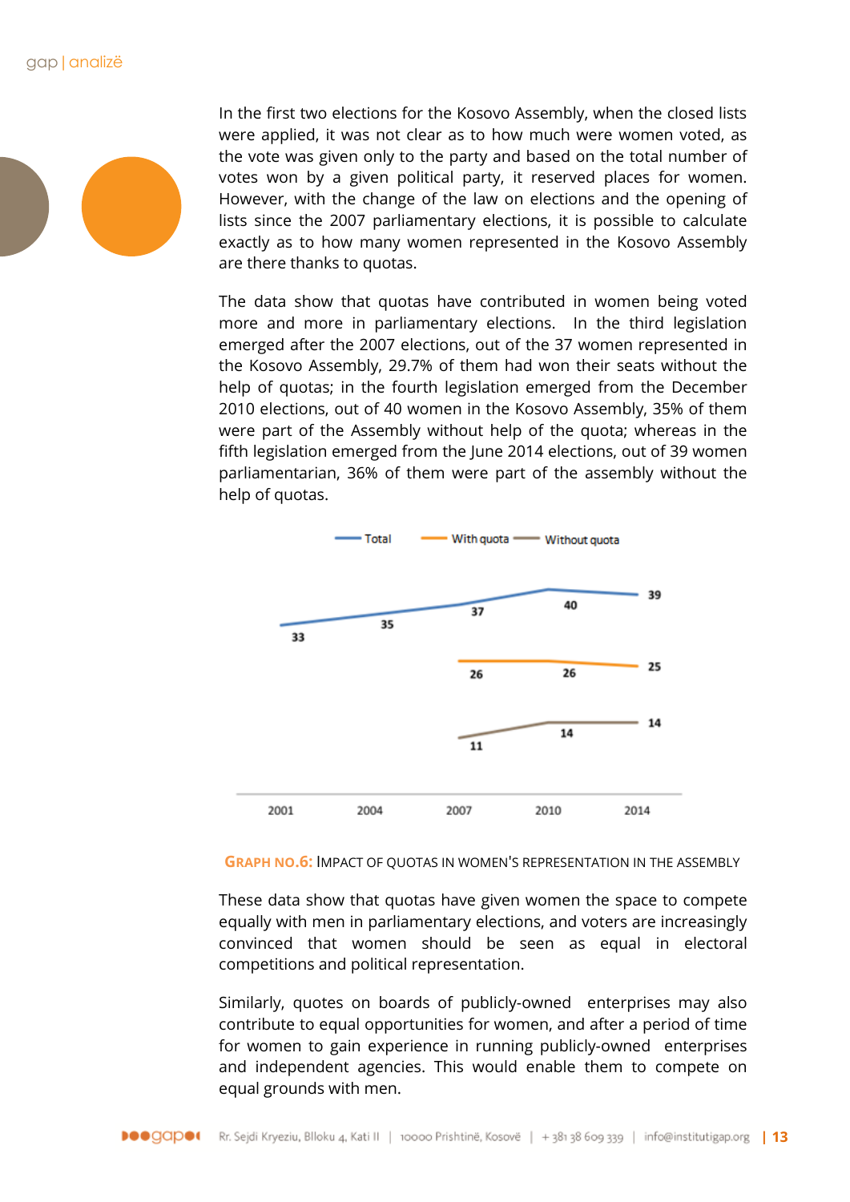In the first two elections for the Kosovo Assembly, when the closed lists were applied, it was not clear as to how much were women voted, as the vote was given only to the party and based on the total number of votes won by a given political party, it reserved places for women. However, with the change of the law on elections and the opening of lists since the 2007 parliamentary elections, it is possible to calculate exactly as to how many women represented in the Kosovo Assembly are there thanks to quotas.

The data show that quotas have contributed in women being voted more and more in parliamentary elections. In the third legislation emerged after the 2007 elections, out of the 37 women represented in the Kosovo Assembly, 29.7% of them had won their seats without the help of quotas; in the fourth legislation emerged from the December 2010 elections, out of 40 women in the Kosovo Assembly, 35% of them were part of the Assembly without help of the quota; whereas in the fifth legislation emerged from the June 2014 elections, out of 39 women parliamentarian, 36% of them were part of the assembly without the help of quotas.

| | 2001 | 2004 | 2007 | 2010 | 2014 |
|---|---|---|---|---|---|
| Total | 33 | 35 | 37 | 40 | 39 |
| With quota | | | 26 | 26 | 25 |
| Without quota | | | 11 | 14 | 14 |

**GRAPH NO.6:** IMPACT OF QUOTAS IN WOMEN'S REPRESENTATION IN THE ASSEMBLY

These data show that quotas have given women the space to compete equally with men in parliamentary elections, and voters are increasingly convinced that women should be seen as equal in electoral competitions and political representation.

Similarly, quotes on boards of publicly-owned enterprises may also contribute to equal opportunities for women, and after a period of time for women to gain experience in running publicly-owned enterprises and independent agencies. This would enable them to compete on equal grounds with men.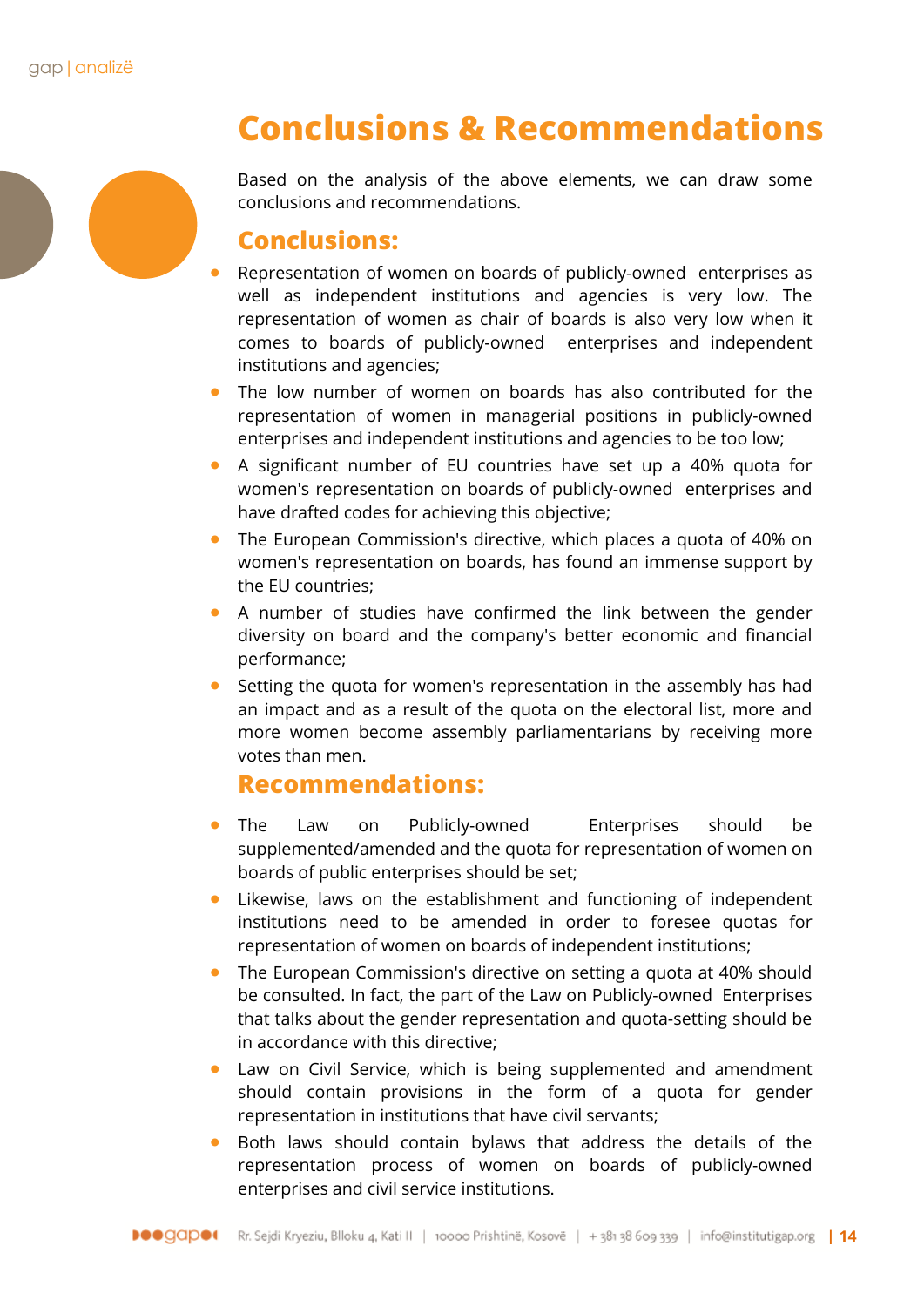# Conclusions & Recommendations

Based on the analysis of the above elements, we can draw some conclusions and recommendations.

## Conclusions:

- Representation of women on boards of publicly-owned enterprises as well as independent institutions and agencies is very low. The representation of women as chair of boards is also very low when it comes to boards of publicly-owned enterprises and independent institutions and agencies;
- The low number of women on boards has also contributed for the representation of women in managerial positions in publicly-owned enterprises and independent institutions and agencies to be too low;
- A significant number of EU countries have set up a 40% quota for women's representation on boards of publicly-owned enterprises and have drafted codes for achieving this objective;
- The European Commission's directive, which places a quota of 40% on women's representation on boards, has found an immense support by the EU countries;
- A number of studies have confirmed the link between the gender diversity on board and the company's better economic and financial performance;
- Setting the quota for women's representation in the assembly has had an impact and as a result of the quota on the electoral list, more and more women become assembly parliamentarians by receiving more votes than men.

## Recommendations:

- The Law on Publicly-owned Enterprises should be supplemented/amended and the quota for representation of women on boards of public enterprises should be set;
- Likewise, laws on the establishment and functioning of independent institutions need to be amended in order to foresee quotas for representation of women on boards of independent institutions;
- The European Commission's directive on setting a quota at 40% should be consulted. In fact, the part of the Law on Publicly-owned Enterprises that talks about the gender representation and quota-setting should be in accordance with this directive;
- Law on Civil Service, which is being supplemented and amendment should contain provisions in the form of a quota for gender representation in institutions that have civil servants;
- Both laws should contain bylaws that address the details of the representation process of women on boards of publicly-owned enterprises and civil service institutions.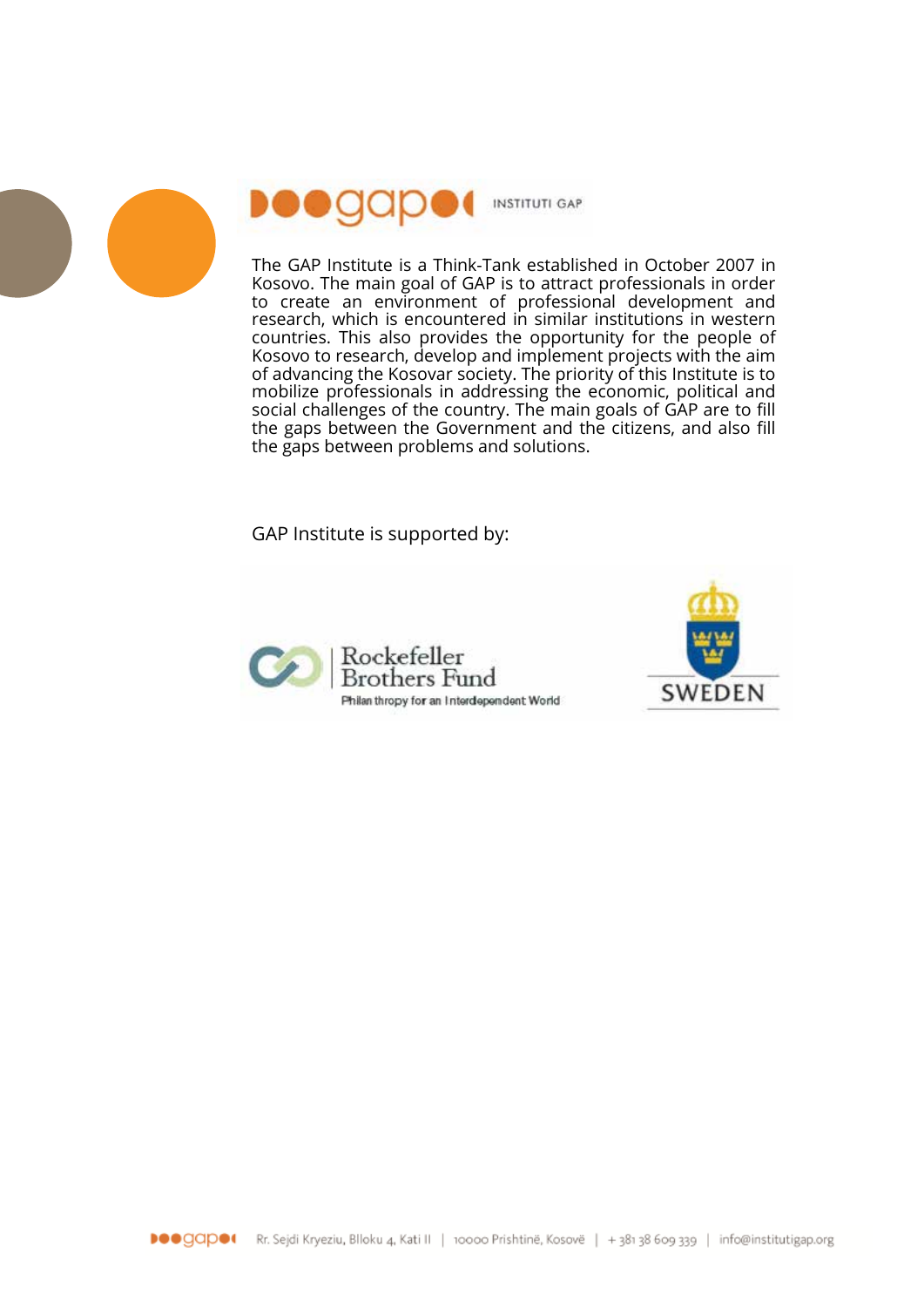INSTITUTI GAP

The GAP Institute is a Think-Tank established in October 2007 in Kosovo. The main goal of GAP is to attract professionals in order to create an environment of professional development and research, which is encountered in similar institutions in western countries. This also provides the opportunity for the people of Kosovo to research, develop and implement projects with the aim of advancing the Kosovar society. The priority of this Institute is to mobilize professionals in addressing the economic, political and social challenges of the country. The main goals of GAP are to fill the gaps between the Government and the citizens, and also fill the gaps between problems and solutions.

GAP Institute is supported by:

Rockefeller Brothers Fund
Philanthropy for an Interdependent World

SWEDEN

Rr. Sejdi Kryeziu, Blloku 4, Kati II | 10000 Prishtinë, Kosovë | + 381 38 609 339 | info@institutigap.org